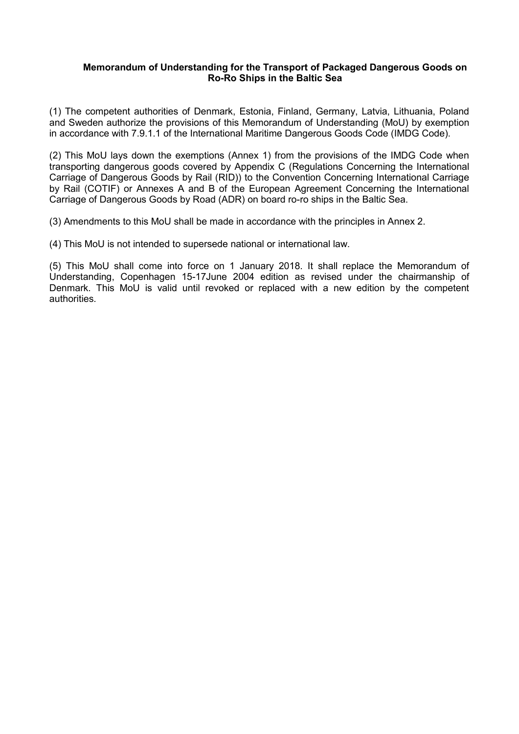**Memorandum of Understanding for the Transport of Packaged Dangerous Goods on Ro-Ro Ships in the Baltic Sea**

(1) The competent authorities of Denmark, Estonia, Finland, Germany, Latvia, Lithuania, Poland and Sweden authorize the provisions of this Memorandum of Understanding (MoU) by exemption in accordance with 7.9.1.1 of the International Maritime Dangerous Goods Code (IMDG Code).

(2) This MoU lays down the exemptions (Annex 1) from the provisions of the IMDG Code when transporting dangerous goods covered by Appendix C (Regulations Concerning the International Carriage of Dangerous Goods by Rail (RID)) to the Convention Concerning International Carriage by Rail (COTIF) or Annexes A and B of the European Agreement Concerning the International Carriage of Dangerous Goods by Road (ADR) on board ro-ro ships in the Baltic Sea.

(3) Amendments to this MoU shall be made in accordance with the principles in Annex 2.

(4) This MoU is not intended to supersede national or international law.

(5) This MoU shall come into force on 1 January 2018. It shall replace the Memorandum of Understanding, Copenhagen 15-17June 2004 edition as revised under the chairmanship of Denmark. This MoU is valid until revoked or replaced with a new edition by the competent authorities.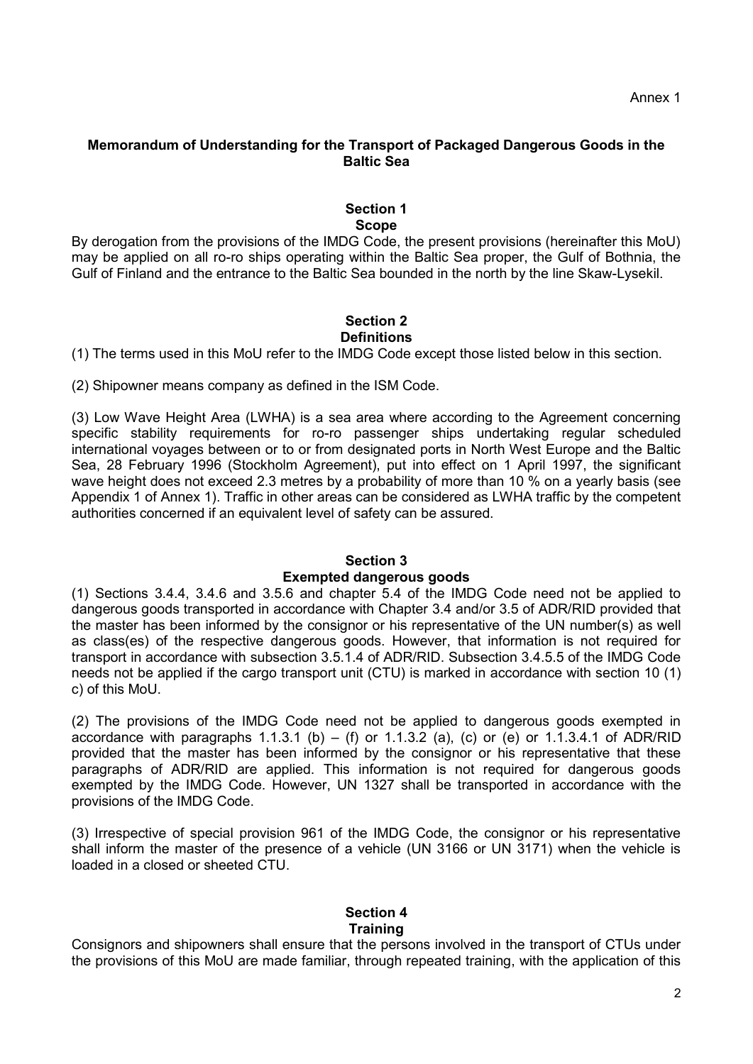Annex 1

## Memorandum of Understanding for the Transport of Packaged Dangerous Goods in the Baltic Sea

### Section 1
### Scope

By derogation from the provisions of the IMDG Code, the present provisions (hereinafter this MoU) may be applied on all ro-ro ships operating within the Baltic Sea proper, the Gulf of Bothnia, the Gulf of Finland and the entrance to the Baltic Sea bounded in the north by the line Skaw-Lysekil.

### Section 2
### Definitions

(1) The terms used in this MoU refer to the IMDG Code except those listed below in this section.

(2) Shipowner means company as defined in the ISM Code.

(3) Low Wave Height Area (LWHA) is a sea area where according to the Agreement concerning specific stability requirements for ro-ro passenger ships undertaking regular scheduled international voyages between or to or from designated ports in North West Europe and the Baltic Sea, 28 February 1996 (Stockholm Agreement), put into effect on 1 April 1997, the significant wave height does not exceed 2.3 metres by a probability of more than 10 % on a yearly basis (see Appendix 1 of Annex 1). Traffic in other areas can be considered as LWHA traffic by the competent authorities concerned if an equivalent level of safety can be assured.

### Section 3
### Exempted dangerous goods

(1) Sections 3.4.4, 3.4.6 and 3.5.6 and chapter 5.4 of the IMDG Code need not be applied to dangerous goods transported in accordance with Chapter 3.4 and/or 3.5 of ADR/RID provided that the master has been informed by the consignor or his representative of the UN number(s) as well as class(es) of the respective dangerous goods. However, that information is not required for transport in accordance with subsection 3.5.1.4 of ADR/RID. Subsection 3.4.5.5 of the IMDG Code needs not be applied if the cargo transport unit (CTU) is marked in accordance with section 10 (1) c) of this MoU.

(2) The provisions of the IMDG Code need not be applied to dangerous goods exempted in accordance with paragraphs 1.1.3.1 (b) – (f) or 1.1.3.2 (a), (c) or (e) or 1.1.3.4.1 of ADR/RID provided that the master has been informed by the consignor or his representative that these paragraphs of ADR/RID are applied. This information is not required for dangerous goods exempted by the IMDG Code. However, UN 1327 shall be transported in accordance with the provisions of the IMDG Code.

(3) Irrespective of special provision 961 of the IMDG Code, the consignor or his representative shall inform the master of the presence of a vehicle (UN 3166 or UN 3171) when the vehicle is loaded in a closed or sheeted CTU.

### Section 4
### Training

Consignors and shipowners shall ensure that the persons involved in the transport of CTUs under the provisions of this MoU are made familiar, through repeated training, with the application of this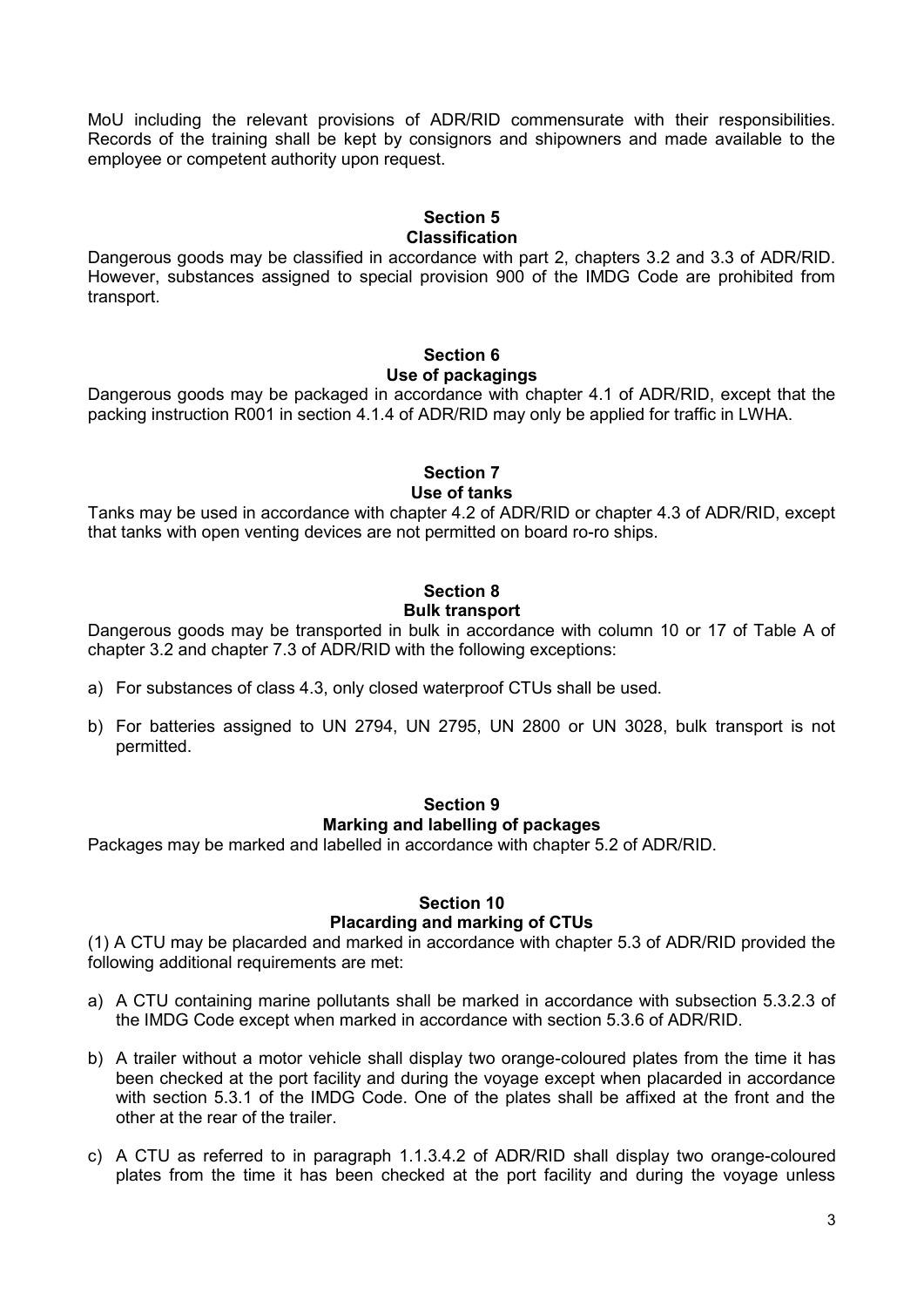MoU including the relevant provisions of ADR/RID commensurate with their responsibilities. Records of the training shall be kept by consignors and shipowners and made available to the employee or competent authority upon request.

## Section 5
## Classification

Dangerous goods may be classified in accordance with part 2, chapters 3.2 and 3.3 of ADR/RID. However, substances assigned to special provision 900 of the IMDG Code are prohibited from transport.

## Section 6
## Use of packagings

Dangerous goods may be packaged in accordance with chapter 4.1 of ADR/RID, except that the packing instruction R001 in section 4.1.4 of ADR/RID may only be applied for traffic in LWHA.

## Section 7
## Use of tanks

Tanks may be used in accordance with chapter 4.2 of ADR/RID or chapter 4.3 of ADR/RID, except that tanks with open venting devices are not permitted on board ro-ro ships.

## Section 8
## Bulk transport

Dangerous goods may be transported in bulk in accordance with column 10 or 17 of Table A of chapter 3.2 and chapter 7.3 of ADR/RID with the following exceptions:

a) For substances of class 4.3, only closed waterproof CTUs shall be used.

b) For batteries assigned to UN 2794, UN 2795, UN 2800 or UN 3028, bulk transport is not permitted.

## Section 9
## Marking and labelling of packages

Packages may be marked and labelled in accordance with chapter 5.2 of ADR/RID.

## Section 10
## Placarding and marking of CTUs

(1) A CTU may be placarded and marked in accordance with chapter 5.3 of ADR/RID provided the following additional requirements are met:

a) A CTU containing marine pollutants shall be marked in accordance with subsection 5.3.2.3 of the IMDG Code except when marked in accordance with section 5.3.6 of ADR/RID.

b) A trailer without a motor vehicle shall display two orange-coloured plates from the time it has been checked at the port facility and during the voyage except when placarded in accordance with section 5.3.1 of the IMDG Code. One of the plates shall be affixed at the front and the other at the rear of the trailer.

c) A CTU as referred to in paragraph 1.1.3.4.2 of ADR/RID shall display two orange-coloured plates from the time it has been checked at the port facility and during the voyage unless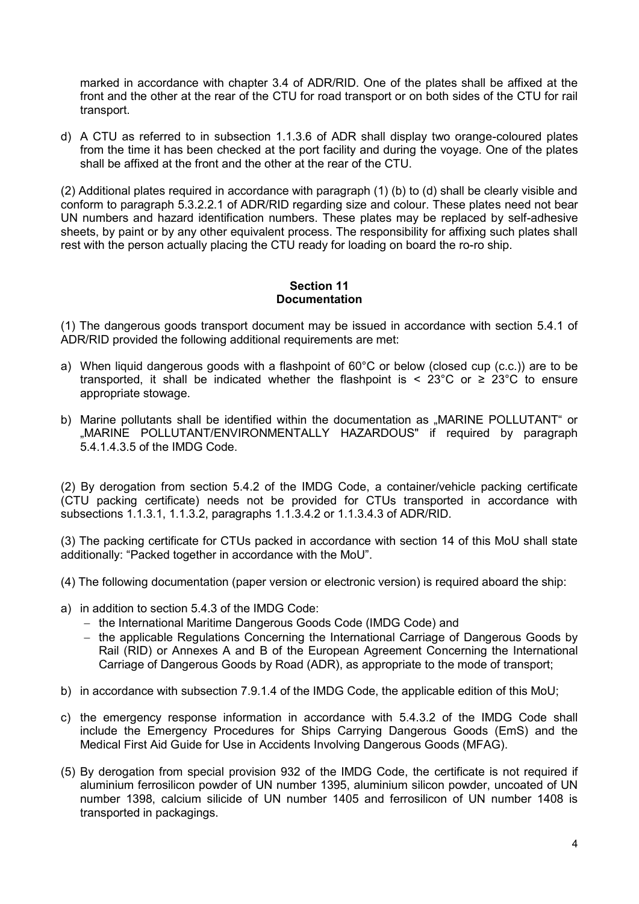marked in accordance with chapter 3.4 of ADR/RID. One of the plates shall be affixed at the front and the other at the rear of the CTU for road transport or on both sides of the CTU for rail transport.

d) A CTU as referred to in subsection 1.1.3.6 of ADR shall display two orange-coloured plates from the time it has been checked at the port facility and during the voyage. One of the plates shall be affixed at the front and the other at the rear of the CTU.

(2) Additional plates required in accordance with paragraph (1) (b) to (d) shall be clearly visible and conform to paragraph 5.3.2.2.1 of ADR/RID regarding size and colour. These plates need not bear UN numbers and hazard identification numbers. These plates may be replaced by self-adhesive sheets, by paint or by any other equivalent process. The responsibility for affixing such plates shall rest with the person actually placing the CTU ready for loading on board the ro-ro ship.

## Section 11
## Documentation

(1) The dangerous goods transport document may be issued in accordance with section 5.4.1 of ADR/RID provided the following additional requirements are met:

a) When liquid dangerous goods with a flashpoint of 60°C or below (closed cup (c.c.)) are to be transported, it shall be indicated whether the flashpoint is < 23°C or ≥ 23°C to ensure appropriate stowage.

b) Marine pollutants shall be identified within the documentation as „MARINE POLLUTANT“ or „MARINE POLLUTANT/ENVIRONMENTALLY HAZARDOUS" if required by paragraph 5.4.1.4.3.5 of the IMDG Code.

(2) By derogation from section 5.4.2 of the IMDG Code, a container/vehicle packing certificate (CTU packing certificate) needs not be provided for CTUs transported in accordance with subsections 1.1.3.1, 1.1.3.2, paragraphs 1.1.3.4.2 or 1.1.3.4.3 of ADR/RID.

(3) The packing certificate for CTUs packed in accordance with section 14 of this MoU shall state additionally: “Packed together in accordance with the MoU”.

(4) The following documentation (paper version or electronic version) is required aboard the ship:

a) in addition to section 5.4.3 of the IMDG Code:
   - the International Maritime Dangerous Goods Code (IMDG Code) and
   - the applicable Regulations Concerning the International Carriage of Dangerous Goods by Rail (RID) or Annexes A and B of the European Agreement Concerning the International Carriage of Dangerous Goods by Road (ADR), as appropriate to the mode of transport;

b) in accordance with subsection 7.9.1.4 of the IMDG Code, the applicable edition of this MoU;

c) the emergency response information in accordance with 5.4.3.2 of the IMDG Code shall include the Emergency Procedures for Ships Carrying Dangerous Goods (EmS) and the Medical First Aid Guide for Use in Accidents Involving Dangerous Goods (MFAG).

(5) By derogation from special provision 932 of the IMDG Code, the certificate is not required if aluminium ferrosilicon powder of UN number 1395, aluminium silicon powder, uncoated of UN number 1398, calcium silicide of UN number 1405 and ferrosilicon of UN number 1408 is transported in packagings.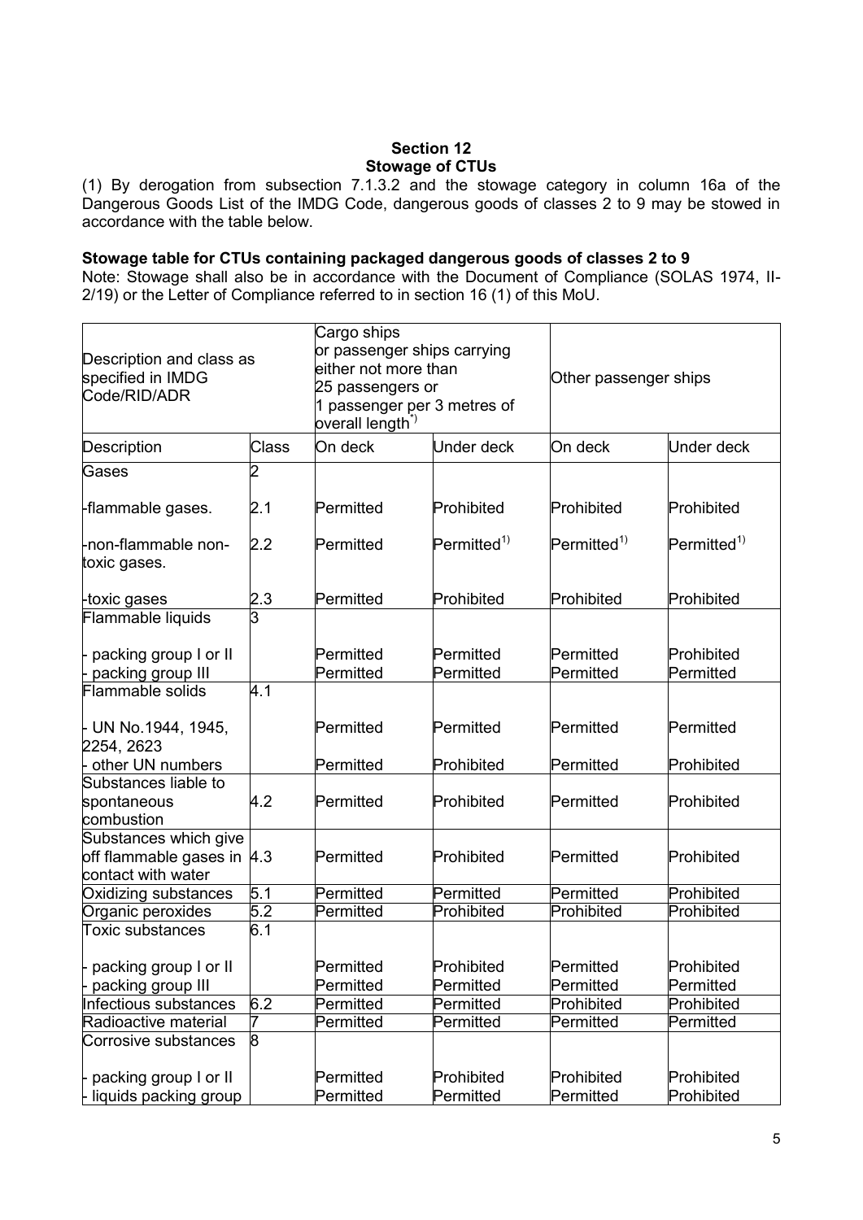**Section 12**
**Stowage of CTUs**

(1) By derogation from subsection 7.1.3.2 and the stowage category in column 16a of the Dangerous Goods List of the IMDG Code, dangerous goods of classes 2 to 9 may be stowed in accordance with the table below.

**Stowage table for CTUs containing packaged dangerous goods of classes 2 to 9**

Note: Stowage shall also be in accordance with the Document of Compliance (SOLAS 1974, II-2/19) or the Letter of Compliance referred to in section 16 (1) of this MoU.

| Description and class as specified in IMDG Code/RID/ADR | | Cargo ships or passenger ships carrying either not more than 25 passengers or 1 passenger per 3 metres of overall length[*] | | Other passenger ships | |
|---|---|---|---|---|---|
| Description | Class | On deck | Under deck | On deck | Under deck |
| Gases | 2 | | | | |
| -flammable gases. | 2.1 | Permitted | Prohibited | Prohibited | Prohibited |
| -non-flammable non-toxic gases. | 2.2 | Permitted | Permitted[1)] | Permitted[1)] | Permitted[1)] |
| -toxic gases | 2.3 | Permitted | Prohibited | Prohibited | Prohibited |
| Flammable liquids | 3 | | | | |
| - packing group I or II | | Permitted | Permitted | Permitted | Prohibited |
| - packing group III | | Permitted | Permitted | Permitted | Permitted |
| Flammable solids | 4.1 | | | | |
| - UN No.1944, 1945, 2254, 2623 | | Permitted | Permitted | Permitted | Permitted |
| - other UN numbers | | Permitted | Prohibited | Permitted | Prohibited |
| Substances liable to spontaneous combustion | 4.2 | Permitted | Prohibited | Permitted | Prohibited |
| Substances which give off flammable gases in contact with water | 4.3 | Permitted | Prohibited | Permitted | Prohibited |
| Oxidizing substances | 5.1 | Permitted | Permitted | Permitted | Prohibited |
| Organic peroxides | 5.2 | Permitted | Prohibited | Prohibited | Prohibited |
| Toxic substances | 6.1 | | | | |
| - packing group I or II | | Permitted | Prohibited | Permitted | Prohibited |
| - packing group III | | Permitted | Permitted | Permitted | Permitted |
| Infectious substances | 6.2 | Permitted | Permitted | Prohibited | Prohibited |
| Radioactive material | 7 | Permitted | Permitted | Permitted | Permitted |
| Corrosive substances | 8 | | | | |
| - packing group I or II | | Permitted | Prohibited | Prohibited | Prohibited |
| - liquids packing group | | Permitted | Permitted | Permitted | Prohibited |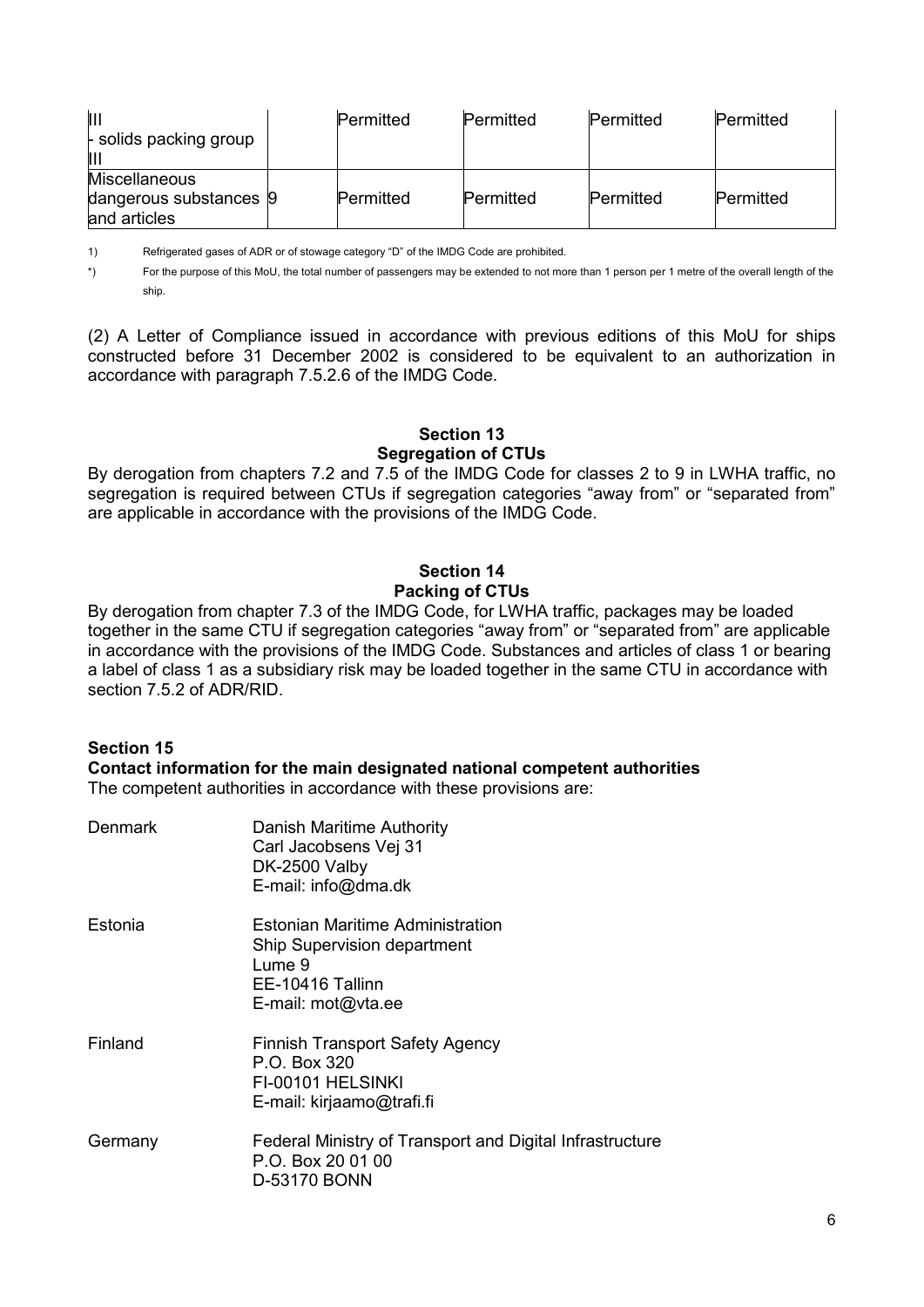| III<br>- solids packing group III | | Permitted | Permitted | Permitted | Permitted |
|---|---|---|---|---|---|
| Miscellaneous dangerous substances and articles | 9 | Permitted | Permitted | Permitted | Permitted |

1) Refrigerated gases of ADR or of stowage category "D" of the IMDG Code are prohibited.

*) For the purpose of this MoU, the total number of passengers may be extended to not more than 1 person per 1 metre of the overall length of the ship.

(2) A Letter of Compliance issued in accordance with previous editions of this MoU for ships constructed before 31 December 2002 is considered to be equivalent to an authorization in accordance with paragraph 7.5.2.6 of the IMDG Code.

## Section 13
## Segregation of CTUs

By derogation from chapters 7.2 and 7.5 of the IMDG Code for classes 2 to 9 in LWHA traffic, no segregation is required between CTUs if segregation categories "away from" or "separated from" are applicable in accordance with the provisions of the IMDG Code.

## Section 14
## Packing of CTUs

By derogation from chapter 7.3 of the IMDG Code, for LWHA traffic, packages may be loaded together in the same CTU if segregation categories "away from" or "separated from" are applicable in accordance with the provisions of the IMDG Code. Substances and articles of class 1 or bearing a label of class 1 as a subsidiary risk may be loaded together in the same CTU in accordance with section 7.5.2 of ADR/RID.

## Section 15
## Contact information for the main designated national competent authorities

The competent authorities in accordance with these provisions are:

Denmark
Danish Maritime Authority
Carl Jacobsens Vej 31
DK-2500 Valby
E-mail: info@dma.dk

Estonia
Estonian Maritime Administration
Ship Supervision department
Lume 9
EE-10416 Tallinn
E-mail: mot@vta.ee

Finland
Finnish Transport Safety Agency
P.O. Box 320
FI-00101 HELSINKI
E-mail: kirjaamo@trafi.fi

Germany
Federal Ministry of Transport and Digital Infrastructure
P.O. Box 20 01 00
D-53170 BONN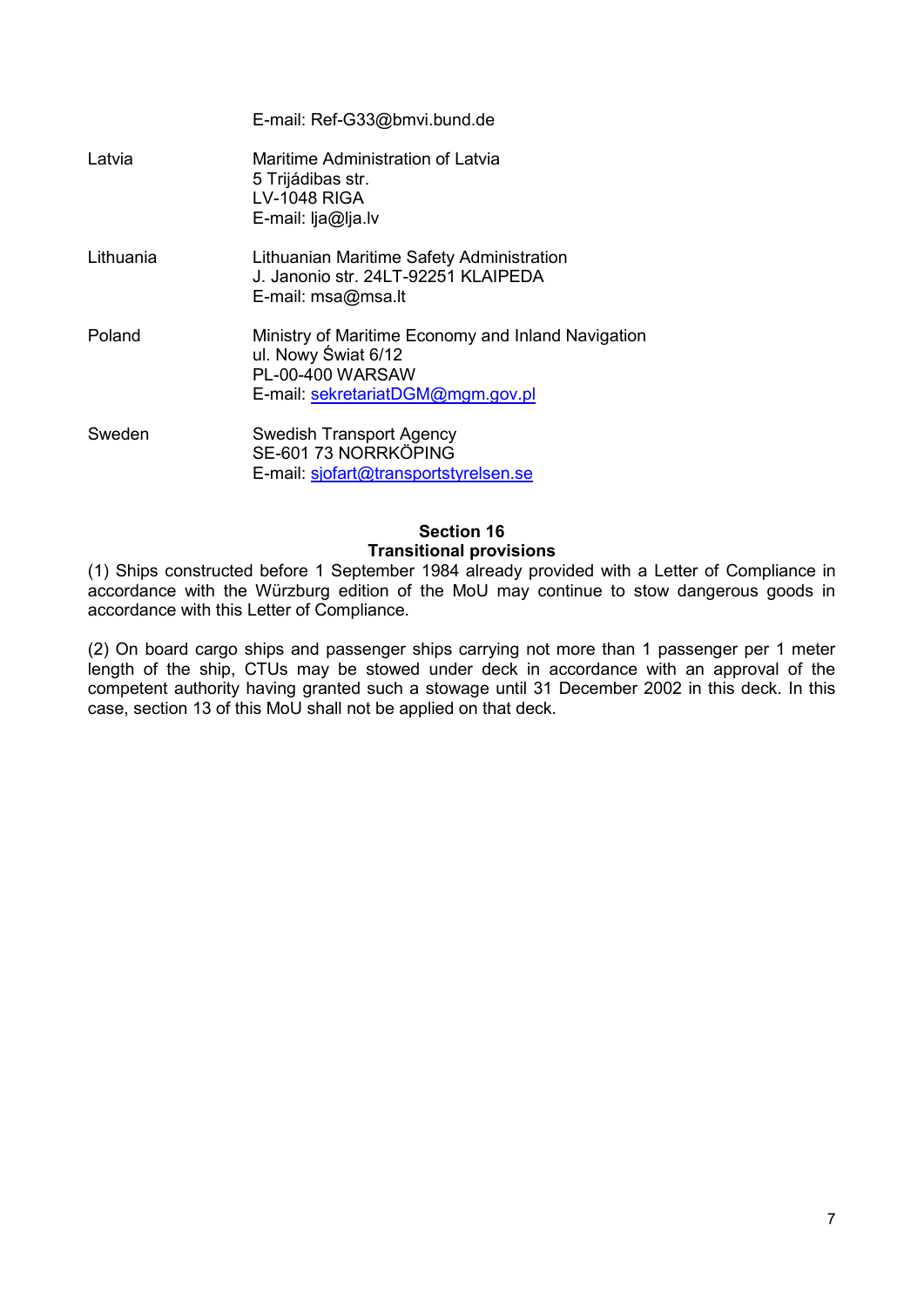| | |
|---|---|
| | E-mail: Ref-G33@bmvi.bund.de |
| Latvia | Maritime Administration of Latvia<br>5 Trijádibas str.<br>LV-1048 RIGA<br>E-mail: lja@lja.lv |
| Lithuania | Lithuanian Maritime Safety Administration<br>J. Janonio str. 24LT-92251 KLAIPEDA<br>E-mail: msa@msa.lt |
| Poland | Ministry of Maritime Economy and Inland Navigation<br>ul. Nowy Świat 6/12<br>PL-00-400 WARSAW<br>E-mail: sekretariatDGM@mgm.gov.pl |
| Sweden | Swedish Transport Agency<br>SE-601 73 NORRKÖPING<br>E-mail: sjofart@transportstyrelsen.se |

## Section 16
## Transitional provisions

(1) Ships constructed before 1 September 1984 already provided with a Letter of Compliance in accordance with the Würzburg edition of the MoU may continue to stow dangerous goods in accordance with this Letter of Compliance.

(2) On board cargo ships and passenger ships carrying not more than 1 passenger per 1 meter length of the ship, CTUs may be stowed under deck in accordance with an approval of the competent authority having granted such a stowage until 31 December 2002 in this deck. In this case, section 13 of this MoU shall not be applied on that deck.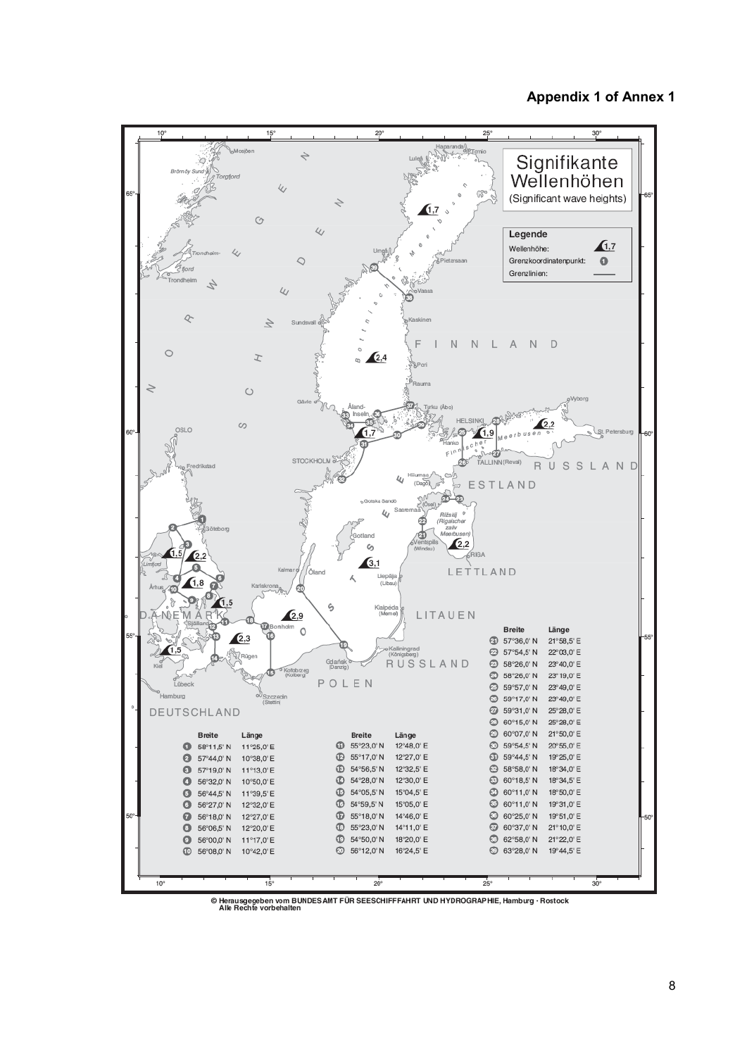**Appendix 1 of Annex 1**

# Signifikante Wellenhöhen

(Significant wave heights)

**Legende**

- Wellenhöhe: 1,7
- Grenzkoordinatenpunkt: 1
- Grenzlinien:

| | Breite | Länge |
|---|---|---|
| 1 | 58°11,5' N | 11°25,0' E |
| 2 | 57°44,0' N | 10°38,0' E |
| 3 | 57°19,0' N | 11°13,0' E |
| 4 | 56°32,0' N | 10°50,0' E |
| 5 | 56°44,5' N | 11°39,5' E |
| 6 | 56°27,0' N | 12°32,0' E |
| 7 | 56°18,0' N | 12°27,0' E |
| 8 | 56°06,5' N | 12°20,0' E |
| 9 | 56°00,0' N | 11°17,0' E |
| 10 | 56°08,0' N | 10°42,0' E |
| 11 | 55°23,0' N | 12°48,0' E |
| 12 | 55°17,0' N | 12°27,0' E |
| 13 | 54°56,5' N | 12°32,5' E |
| 14 | 54°28,0' N | 12°30,0' E |
| 15 | 54°05,5' N | 15°04,5' E |
| 16 | 54°59,5' N | 15°05,0' E |
| 17 | 55°18,0' N | 14°46,0' E |
| 18 | 55°23,0' N | 14°11,0' E |
| 19 | 54°50,0' N | 18°20,0' E |
| 20 | 56°12,0' N | 16°24,5' E |
| 21 | 57°36,0' N | 21°58,5' E |
| 22 | 57°54,5' N | 22°03,0' E |
| 23 | 58°26,0' N | 23°40,0' E |
| 24 | 58°26,0' N | 23°19,0' E |
| 25 | 59°57,0' N | 23°49,0' E |
| 26 | 59°17,0' N | 23°49,0' E |
| 27 | 59°31,0' N | 25°28,0' E |
| 28 | 60°15,0' N | 25°28,0' E |
| 29 | 60°07,0' N | 21°50,0' E |
| 30 | 59°54,5' N | 20°55,0' E |
| 31 | 59°44,5' N | 19°25,0' E |
| 32 | 58°58,0' N | 18°34,0' E |
| 33 | 60°18,5' N | 18°34,5' E |
| 34 | 60°11,0' N | 18°50,0' E |
| 35 | 60°11,0' N | 19°31,0' E |
| 36 | 60°25,0' N | 19°51,0' E |
| 37 | 60°37,0' N | 21°10,0' E |
| 38 | 62°58,0' N | 21°22,0' E |
| 39 | 63°28,0' N | 19°44,5' E |

© Herausgegeben vom BUNDESAMT FÜR SEESCHIFFFAHRT UND HYDROGRAPHIE, Hamburg · Rostock
Alle Rechte vorbehalten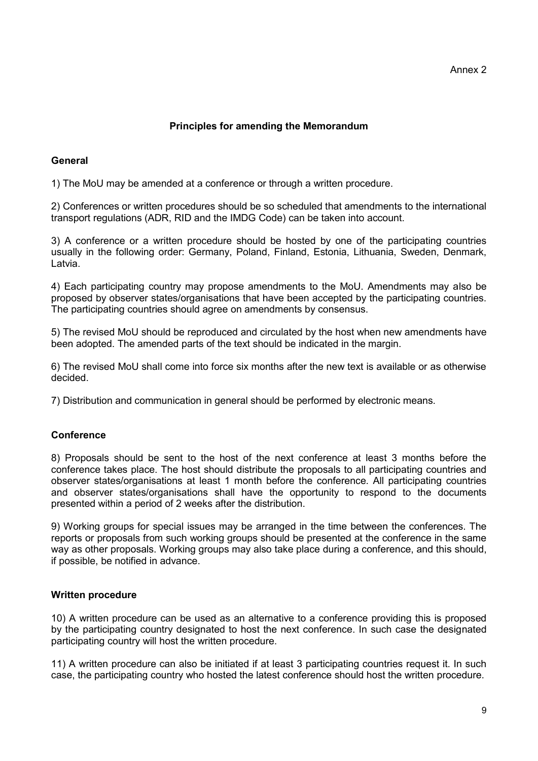Annex 2

## Principles for amending the Memorandum

### General

1) The MoU may be amended at a conference or through a written procedure.

2) Conferences or written procedures should be so scheduled that amendments to the international transport regulations (ADR, RID and the IMDG Code) can be taken into account.

3) A conference or a written procedure should be hosted by one of the participating countries usually in the following order: Germany, Poland, Finland, Estonia, Lithuania, Sweden, Denmark, Latvia.

4) Each participating country may propose amendments to the MoU. Amendments may also be proposed by observer states/organisations that have been accepted by the participating countries. The participating countries should agree on amendments by consensus.

5) The revised MoU should be reproduced and circulated by the host when new amendments have been adopted. The amended parts of the text should be indicated in the margin.

6) The revised MoU shall come into force six months after the new text is available or as otherwise decided.

7) Distribution and communication in general should be performed by electronic means.

### Conference

8) Proposals should be sent to the host of the next conference at least 3 months before the conference takes place. The host should distribute the proposals to all participating countries and observer states/organisations at least 1 month before the conference. All participating countries and observer states/organisations shall have the opportunity to respond to the documents presented within a period of 2 weeks after the distribution.

9) Working groups for special issues may be arranged in the time between the conferences. The reports or proposals from such working groups should be presented at the conference in the same way as other proposals. Working groups may also take place during a conference, and this should, if possible, be notified in advance.

### Written procedure

10) A written procedure can be used as an alternative to a conference providing this is proposed by the participating country designated to host the next conference. In such case the designated participating country will host the written procedure.

11) A written procedure can also be initiated if at least 3 participating countries request it. In such case, the participating country who hosted the latest conference should host the written procedure.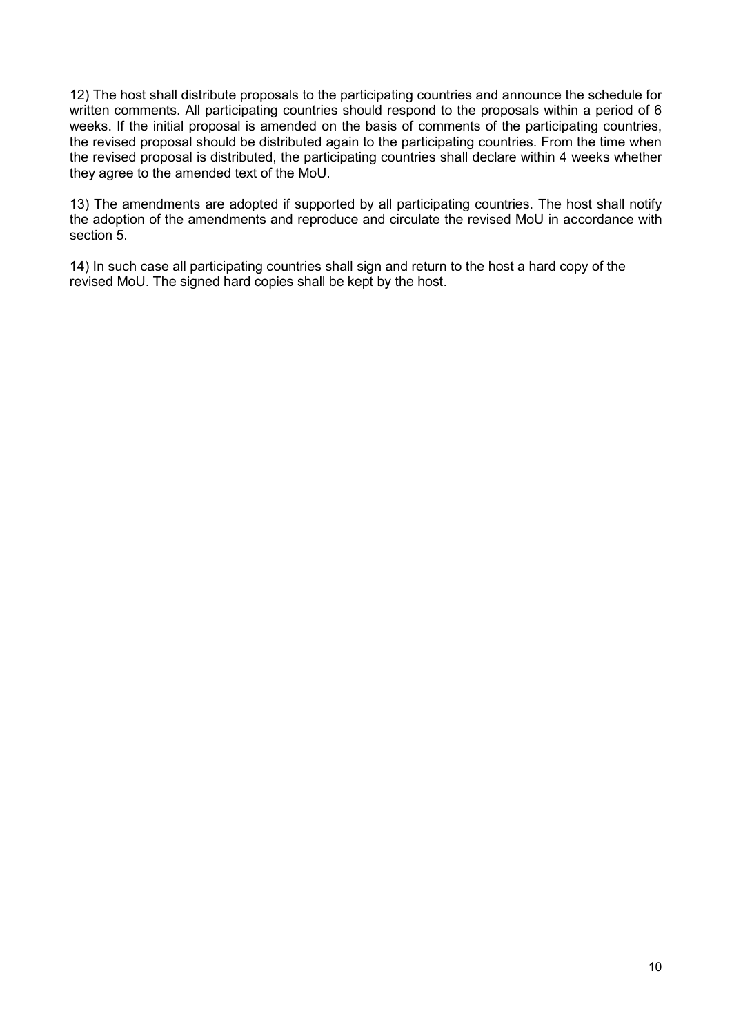12) The host shall distribute proposals to the participating countries and announce the schedule for written comments. All participating countries should respond to the proposals within a period of 6 weeks. If the initial proposal is amended on the basis of comments of the participating countries, the revised proposal should be distributed again to the participating countries. From the time when the revised proposal is distributed, the participating countries shall declare within 4 weeks whether they agree to the amended text of the MoU.

13) The amendments are adopted if supported by all participating countries. The host shall notify the adoption of the amendments and reproduce and circulate the revised MoU in accordance with section 5.

14) In such case all participating countries shall sign and return to the host a hard copy of the revised MoU. The signed hard copies shall be kept by the host.